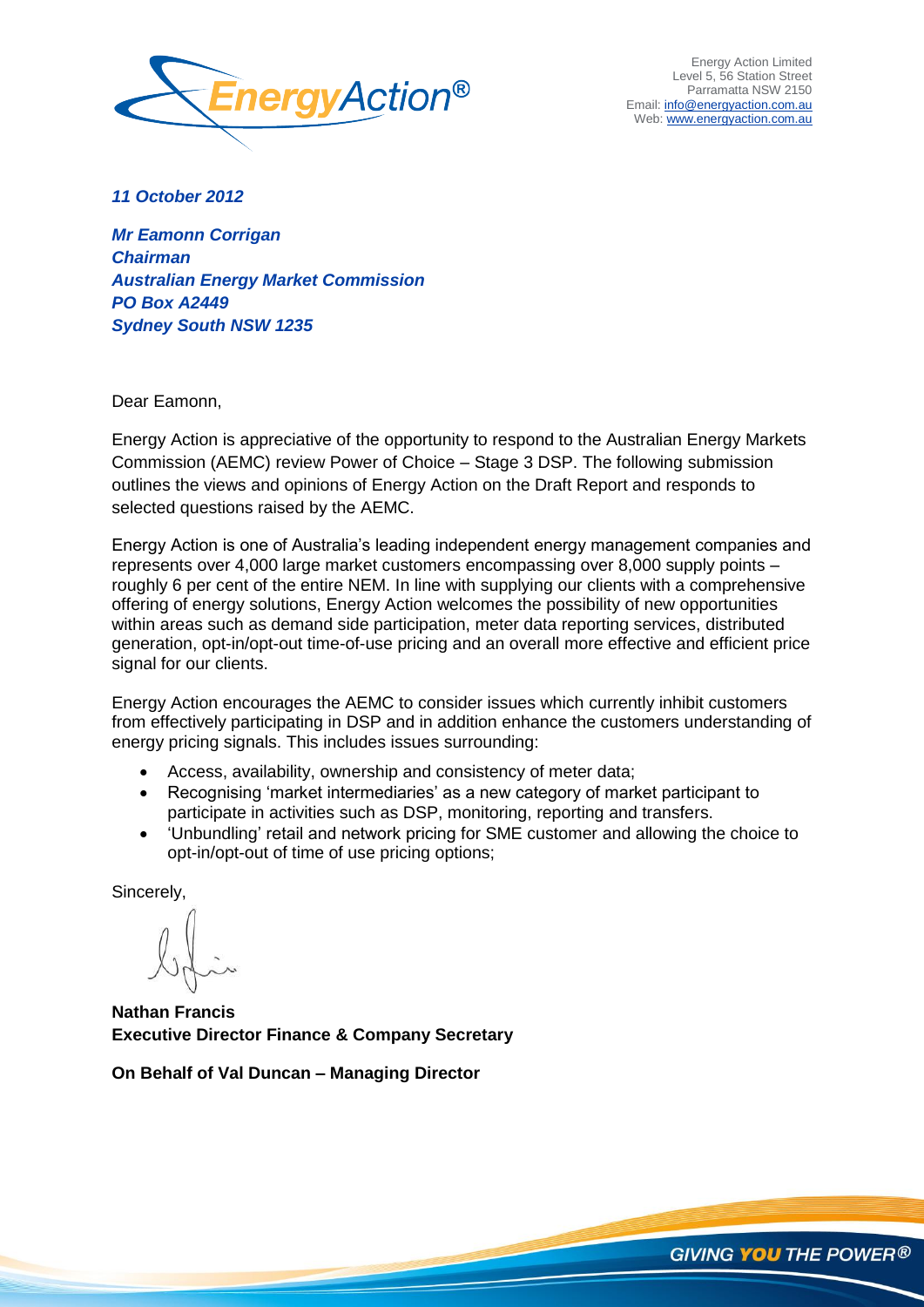Energy Action Limited
Level 5, 56 Station Street
Parramatta NSW 2150
Email: info@energyaction.com.au
Web: www.energyaction.com.au

***11 October 2012***

***Mr Eamonn Corrigan***
***Chairman***
***Australian Energy Market Commission***
***PO Box A2449***
***Sydney South NSW 1235***

Dear Eamonn,

Energy Action is appreciative of the opportunity to respond to the Australian Energy Markets Commission (AEMC) review Power of Choice – Stage 3 DSP. The following submission outlines the views and opinions of Energy Action on the Draft Report and responds to selected questions raised by the AEMC.

Energy Action is one of Australia's leading independent energy management companies and represents over 4,000 large market customers encompassing over 8,000 supply points – roughly 6 per cent of the entire NEM. In line with supplying our clients with a comprehensive offering of energy solutions, Energy Action welcomes the possibility of new opportunities within areas such as demand side participation, meter data reporting services, distributed generation, opt-in/opt-out time-of-use pricing and an overall more effective and efficient price signal for our clients.

Energy Action encourages the AEMC to consider issues which currently inhibit customers from effectively participating in DSP and in addition enhance the customers understanding of energy pricing signals. This includes issues surrounding:

- Access, availability, ownership and consistency of meter data;
- Recognising 'market intermediaries' as a new category of market participant to participate in activities such as DSP, monitoring, reporting and transfers.
- 'Unbundling' retail and network pricing for SME customer and allowing the choice to opt-in/opt-out of time of use pricing options;

Sincerely,

**Nathan Francis**
**Executive Director Finance & Company Secretary**

**On Behalf of Val Duncan – Managing Director**

GIVING ***YOU*** THE POWER®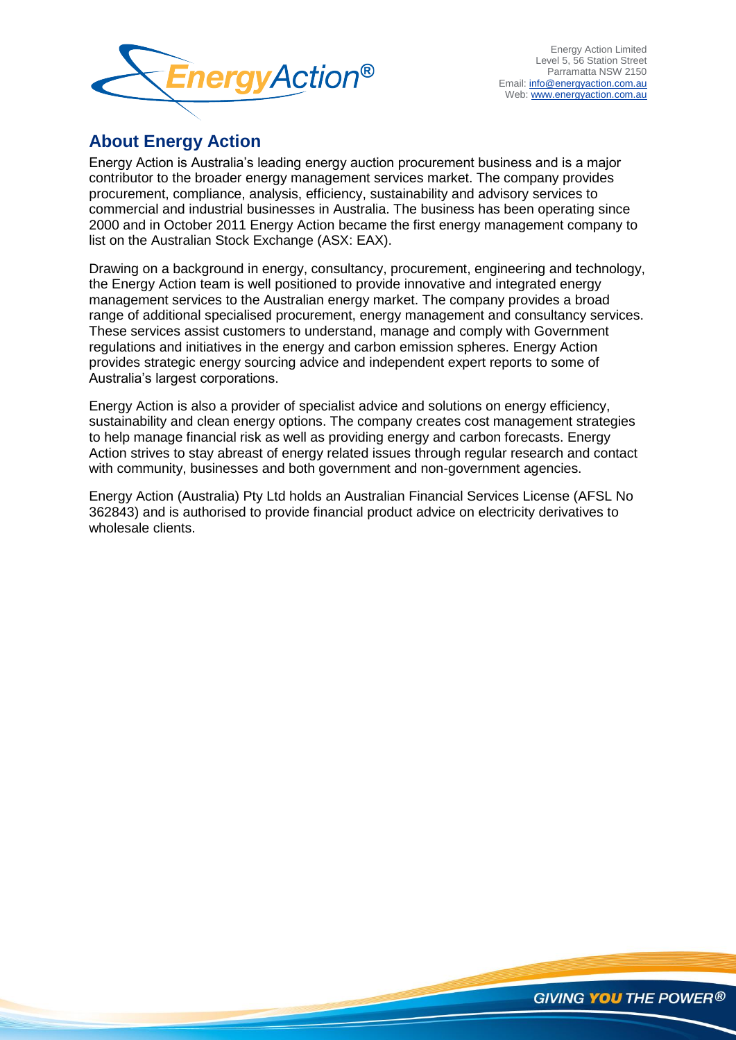Energy Action Limited
Level 5, 56 Station Street
Parramatta NSW 2150
Email: info@energyaction.com.au
Web: www.energyaction.com.au

## About Energy Action

Energy Action is Australia's leading energy auction procurement business and is a major contributor to the broader energy management services market. The company provides procurement, compliance, analysis, efficiency, sustainability and advisory services to commercial and industrial businesses in Australia. The business has been operating since 2000 and in October 2011 Energy Action became the first energy management company to list on the Australian Stock Exchange (ASX: EAX).

Drawing on a background in energy, consultancy, procurement, engineering and technology, the Energy Action team is well positioned to provide innovative and integrated energy management services to the Australian energy market. The company provides a broad range of additional specialised procurement, energy management and consultancy services. These services assist customers to understand, manage and comply with Government regulations and initiatives in the energy and carbon emission spheres. Energy Action provides strategic energy sourcing advice and independent expert reports to some of Australia's largest corporations.

Energy Action is also a provider of specialist advice and solutions on energy efficiency, sustainability and clean energy options. The company creates cost management strategies to help manage financial risk as well as providing energy and carbon forecasts. Energy Action strives to stay abreast of energy related issues through regular research and contact with community, businesses and both government and non-government agencies.

Energy Action (Australia) Pty Ltd holds an Australian Financial Services License (AFSL No 362843) and is authorised to provide financial product advice on electricity derivatives to wholesale clients.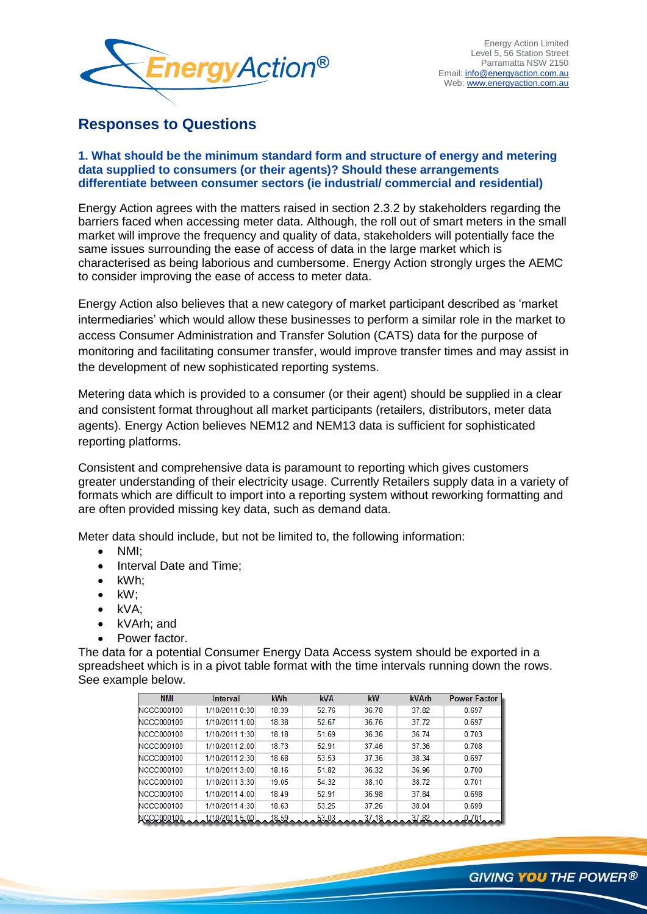## Responses to Questions

### 1. What should be the minimum standard form and structure of energy and metering data supplied to consumers (or their agents)? Should these arrangements differentiate between consumer sectors (ie industrial/ commercial and residential)

Energy Action agrees with the matters raised in section 2.3.2 by stakeholders regarding the barriers faced when accessing meter data. Although, the roll out of smart meters in the small market will improve the frequency and quality of data, stakeholders will potentially face the same issues surrounding the ease of access of data in the large market which is characterised as being laborious and cumbersome. Energy Action strongly urges the AEMC to consider improving the ease of access to meter data.

Energy Action also believes that a new category of market participant described as 'market intermediaries' which would allow these businesses to perform a similar role in the market to access Consumer Administration and Transfer Solution (CATS) data for the purpose of monitoring and facilitating consumer transfer, would improve transfer times and may assist in the development of new sophisticated reporting systems.

Metering data which is provided to a consumer (or their agent) should be supplied in a clear and consistent format throughout all market participants (retailers, distributors, meter data agents). Energy Action believes NEM12 and NEM13 data is sufficient for sophisticated reporting platforms.

Consistent and comprehensive data is paramount to reporting which gives customers greater understanding of their electricity usage. Currently Retailers supply data in a variety of formats which are difficult to import into a reporting system without reworking formatting and are often provided missing key data, such as demand data.

Meter data should include, but not be limited to, the following information:

- NMI;
- Interval Date and Time;
- kWh;
- kW;
- kVA;
- kVArh; and
- Power factor.

The data for a potential Consumer Energy Data Access system should be exported in a spreadsheet which is in a pivot table format with the time intervals running down the rows. See example below.

| NMI | Interval | kWh | kVA | kW | kVArh | Power Factor |
|---|---|---|---|---|---|---|
| NCCC000100 | 1/10/2011 0:30 | 18.39 | 52.76 | 36.78 | 37.82 | 0.697 |
| NCCC000100 | 1/10/2011 1:00 | 18.38 | 52.67 | 36.76 | 37.72 | 0.697 |
| NCCC000100 | 1/10/2011 1:30 | 18.18 | 51.69 | 36.36 | 36.74 | 0.703 |
| NCCC000100 | 1/10/2011 2:00 | 18.73 | 52.91 | 37.46 | 37.36 | 0.708 |
| NCCC000100 | 1/10/2011 2:30 | 18.68 | 53.53 | 37.36 | 38.34 | 0.697 |
| NCCC000100 | 1/10/2011 3:00 | 18.16 | 51.82 | 36.32 | 36.96 | 0.700 |
| NCCC000100 | 1/10/2011 3:30 | 19.05 | 54.32 | 38.10 | 38.72 | 0.701 |
| NCCC000100 | 1/10/2011 4:00 | 18.49 | 52.91 | 36.98 | 37.84 | 0.698 |
| NCCC000100 | 1/10/2011 4:30 | 18.63 | 53.25 | 37.26 | 38.04 | 0.699 |
| NCCC000100 | 1/10/2011 5:00 | 18.59 | 53.03 | 37.18 | 37.82 | 0.701 |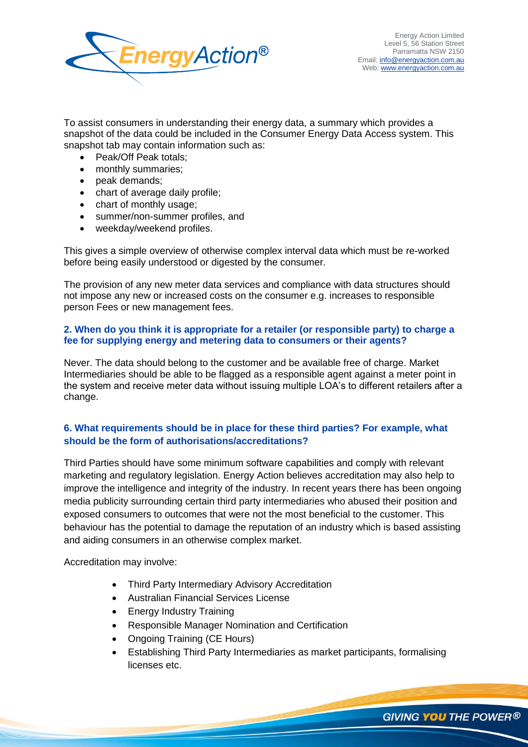To assist consumers in understanding their energy data, a summary which provides a snapshot of the data could be included in the Consumer Energy Data Access system. This snapshot tab may contain information such as:

- Peak/Off Peak totals;
- monthly summaries;
- peak demands;
- chart of average daily profile;
- chart of monthly usage;
- summer/non-summer profiles, and
- weekday/weekend profiles.

This gives a simple overview of otherwise complex interval data which must be re-worked before being easily understood or digested by the consumer.

The provision of any new meter data services and compliance with data structures should not impose any new or increased costs on the consumer e.g. increases to responsible person Fees or new management fees.

### 2. When do you think it is appropriate for a retailer (or responsible party) to charge a fee for supplying energy and metering data to consumers or their agents?

Never. The data should belong to the customer and be available free of charge. Market Intermediaries should be able to be flagged as a responsible agent against a meter point in the system and receive meter data without issuing multiple LOA's to different retailers after a change.

### 6. What requirements should be in place for these third parties? For example, what should be the form of authorisations/accreditations?

Third Parties should have some minimum software capabilities and comply with relevant marketing and regulatory legislation. Energy Action believes accreditation may also help to improve the intelligence and integrity of the industry. In recent years there has been ongoing media publicity surrounding certain third party intermediaries who abused their position and exposed consumers to outcomes that were not the most beneficial to the customer. This behaviour has the potential to damage the reputation of an industry which is based assisting and aiding consumers in an otherwise complex market.

Accreditation may involve:

- Third Party Intermediary Advisory Accreditation
- Australian Financial Services License
- Energy Industry Training
- Responsible Manager Nomination and Certification
- Ongoing Training (CE Hours)
- Establishing Third Party Intermediaries as market participants, formalising licenses etc.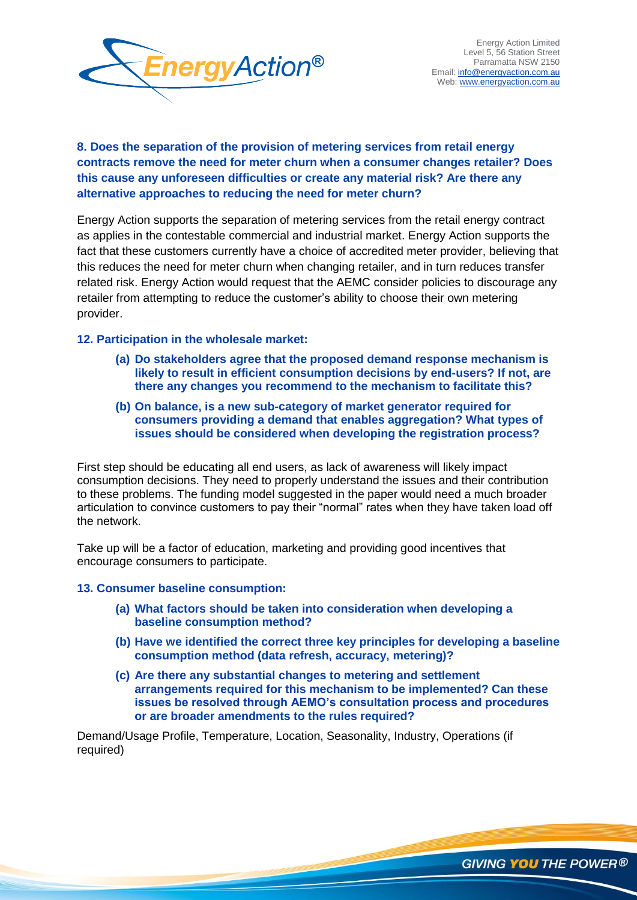**8. Does the separation of the provision of metering services from retail energy contracts remove the need for meter churn when a consumer changes retailer? Does this cause any unforeseen difficulties or create any material risk? Are there any alternative approaches to reducing the need for meter churn?**

Energy Action supports the separation of metering services from the retail energy contract as applies in the contestable commercial and industrial market. Energy Action supports the fact that these customers currently have a choice of accredited meter provider, believing that this reduces the need for meter churn when changing retailer, and in turn reduces transfer related risk. Energy Action would request that the AEMC consider policies to discourage any retailer from attempting to reduce the customer's ability to choose their own metering provider.

**12. Participation in the wholesale market:**

- **(a) Do stakeholders agree that the proposed demand response mechanism is likely to result in efficient consumption decisions by end-users? If not, are there any changes you recommend to the mechanism to facilitate this?**
- **(b) On balance, is a new sub-category of market generator required for consumers providing a demand that enables aggregation? What types of issues should be considered when developing the registration process?**

First step should be educating all end users, as lack of awareness will likely impact consumption decisions. They need to properly understand the issues and their contribution to these problems. The funding model suggested in the paper would need a much broader articulation to convince customers to pay their "normal" rates when they have taken load off the network.

Take up will be a factor of education, marketing and providing good incentives that encourage consumers to participate.

**13. Consumer baseline consumption:**

- **(a) What factors should be taken into consideration when developing a baseline consumption method?**
- **(b) Have we identified the correct three key principles for developing a baseline consumption method (data refresh, accuracy, metering)?**
- **(c) Are there any substantial changes to metering and settlement arrangements required for this mechanism to be implemented? Can these issues be resolved through AEMO's consultation process and procedures or are broader amendments to the rules required?**

Demand/Usage Profile, Temperature, Location, Seasonality, Industry, Operations (if required)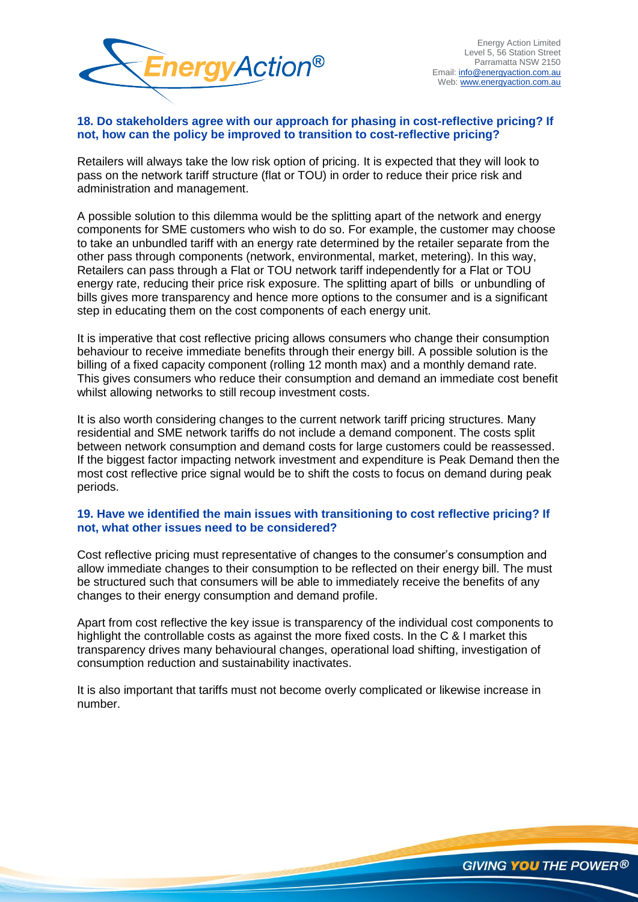**18. Do stakeholders agree with our approach for phasing in cost-reflective pricing? If not, how can the policy be improved to transition to cost-reflective pricing?**

Retailers will always take the low risk option of pricing. It is expected that they will look to pass on the network tariff structure (flat or TOU) in order to reduce their price risk and administration and management.

A possible solution to this dilemma would be the splitting apart of the network and energy components for SME customers who wish to do so. For example, the customer may choose to take an unbundled tariff with an energy rate determined by the retailer separate from the other pass through components (network, environmental, market, metering). In this way, Retailers can pass through a Flat or TOU network tariff independently for a Flat or TOU energy rate, reducing their price risk exposure. The splitting apart of bills or unbundling of bills gives more transparency and hence more options to the consumer and is a significant step in educating them on the cost components of each energy unit.

It is imperative that cost reflective pricing allows consumers who change their consumption behaviour to receive immediate benefits through their energy bill. A possible solution is the billing of a fixed capacity component (rolling 12 month max) and a monthly demand rate. This gives consumers who reduce their consumption and demand an immediate cost benefit whilst allowing networks to still recoup investment costs.

It is also worth considering changes to the current network tariff pricing structures. Many residential and SME network tariffs do not include a demand component. The costs split between network consumption and demand costs for large customers could be reassessed. If the biggest factor impacting network investment and expenditure is Peak Demand then the most cost reflective price signal would be to shift the costs to focus on demand during peak periods.

**19. Have we identified the main issues with transitioning to cost reflective pricing? If not, what other issues need to be considered?**

Cost reflective pricing must representative of changes to the consumer's consumption and allow immediate changes to their consumption to be reflected on their energy bill. The must be structured such that consumers will be able to immediately receive the benefits of any changes to their energy consumption and demand profile.

Apart from cost reflective the key issue is transparency of the individual cost components to highlight the controllable costs as against the more fixed costs. In the C & I market this transparency drives many behavioural changes, operational load shifting, investigation of consumption reduction and sustainability inactivates.

It is also important that tariffs must not become overly complicated or likewise increase in number.